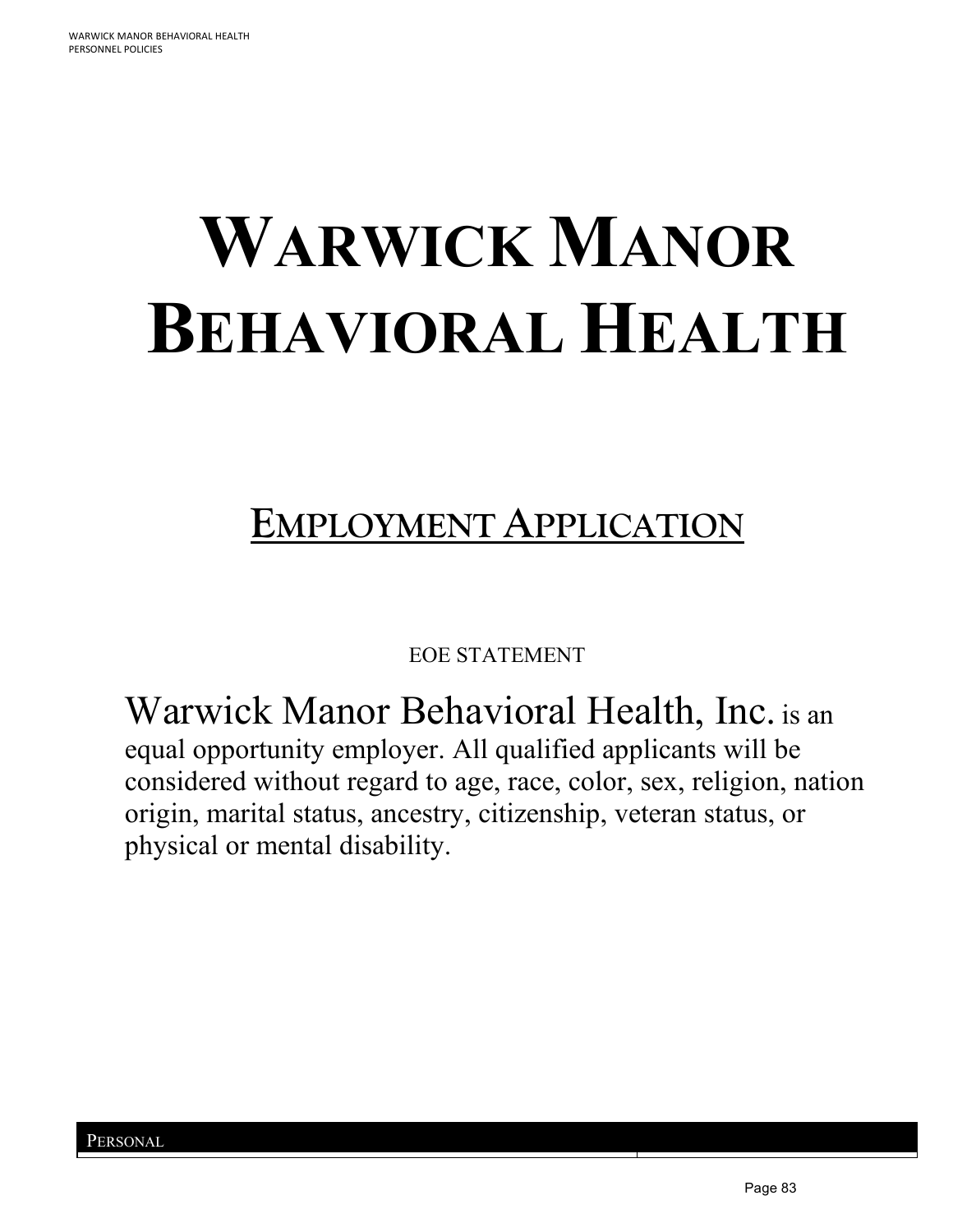# WARWICK MANOR BEHAVIORAL HEALTH

## EMPLOYMENT APPLICATION

EOE STATEMENT

Warwick Manor Behavioral Health, Inc. is an equal opportunity employer. All qualified applicants will be considered without regard to age, race, color, sex, religion, nation origin, marital status, ancestry, citizenship, veteran status, or physical or mental disability.

| PERSONAL | |
|---|---|
| | |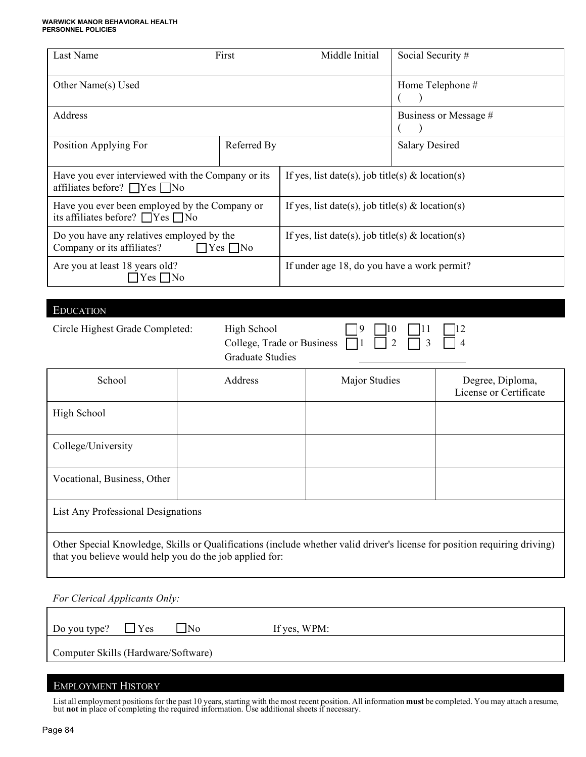| Last Name | First | Middle Initial | Social Security # |
|---|---|---|---|
| Other Name(s) Used | | | Home Telephone # ( ) |
| Address | | | Business or Message # ( ) |
| Position Applying For | Referred By | | Salary Desired |

| | |
|---|---|
| Have you ever interviewed with the Company or its affiliates before? ☐Yes ☐No | If yes, list date(s), job title(s) & location(s) |
| Have you ever been employed by the Company or its affiliates before? ☐Yes ☐No | If yes, list date(s), job title(s) & location(s) |
| Do you have any relatives employed by the Company or its affiliates? ☐Yes ☐No | If yes, list date(s), job title(s) & location(s) |
| Are you at least 18 years old? ☐Yes ☐No | If under age 18, do you have a work permit? |

## EDUCATION

Circle Highest Grade Completed:

- High School ☐9 ☐10 ☐11 ☐12
- College, Trade or Business ☐1 ☐2 ☐3 ☐4
- Graduate Studies ____________________

| School | Address | Major Studies | Degree, Diploma, License or Certificate |
|---|---|---|---|
| High School | | | |
| College/University | | | |
| Vocational, Business, Other | | | |

List Any Professional Designations

Other Special Knowledge, Skills or Qualifications (include whether valid driver's license for position requiring driving) that you believe would help you do the job applied for:

*For Clerical Applicants Only:*

| | |
|---|---|
| Do you type? ☐Yes ☐No | If yes, WPM: |
| Computer Skills (Hardware/Software) | |

## EMPLOYMENT HISTORY

List all employment positions for the past 10 years, starting with the most recent position. All information **must** be completed. You may attach a resume, but **not** in place of completing the required information. Use additional sheets if necessary.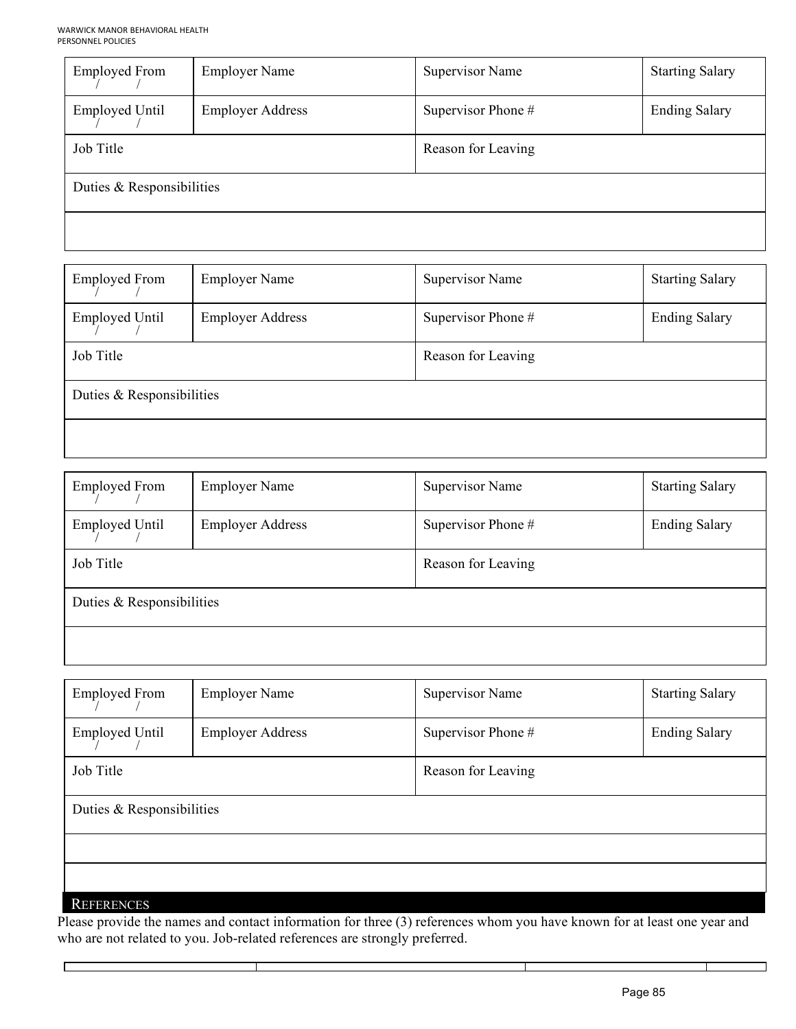| Employed From / / | Employer Name | Supervisor Name | Starting Salary |
|---|---|---|---|
| Employed Until / / | Employer Address | Supervisor Phone # | Ending Salary |
| Job Title | | Reason for Leaving | |
| Duties & Responsibilities | | | |
| | | | |

| Employed From / / | Employer Name | Supervisor Name | Starting Salary |
|---|---|---|---|
| Employed Until / / | Employer Address | Supervisor Phone # | Ending Salary |
| Job Title | | Reason for Leaving | |
| Duties & Responsibilities | | | |
| | | | |

| Employed From / / | Employer Name | Supervisor Name | Starting Salary |
|---|---|---|---|
| Employed Until / / | Employer Address | Supervisor Phone # | Ending Salary |
| Job Title | | Reason for Leaving | |
| Duties & Responsibilities | | | |
| | | | |

| Employed From / / | Employer Name | Supervisor Name | Starting Salary |
|---|---|---|---|
| Employed Until / / | Employer Address | Supervisor Phone # | Ending Salary |
| Job Title | | Reason for Leaving | |
| Duties & Responsibilities | | | |
| | | | |
| | | | |

## References

Please provide the names and contact information for three (3) references whom you have known for at least one year and who are not related to you. Job-related references are strongly preferred.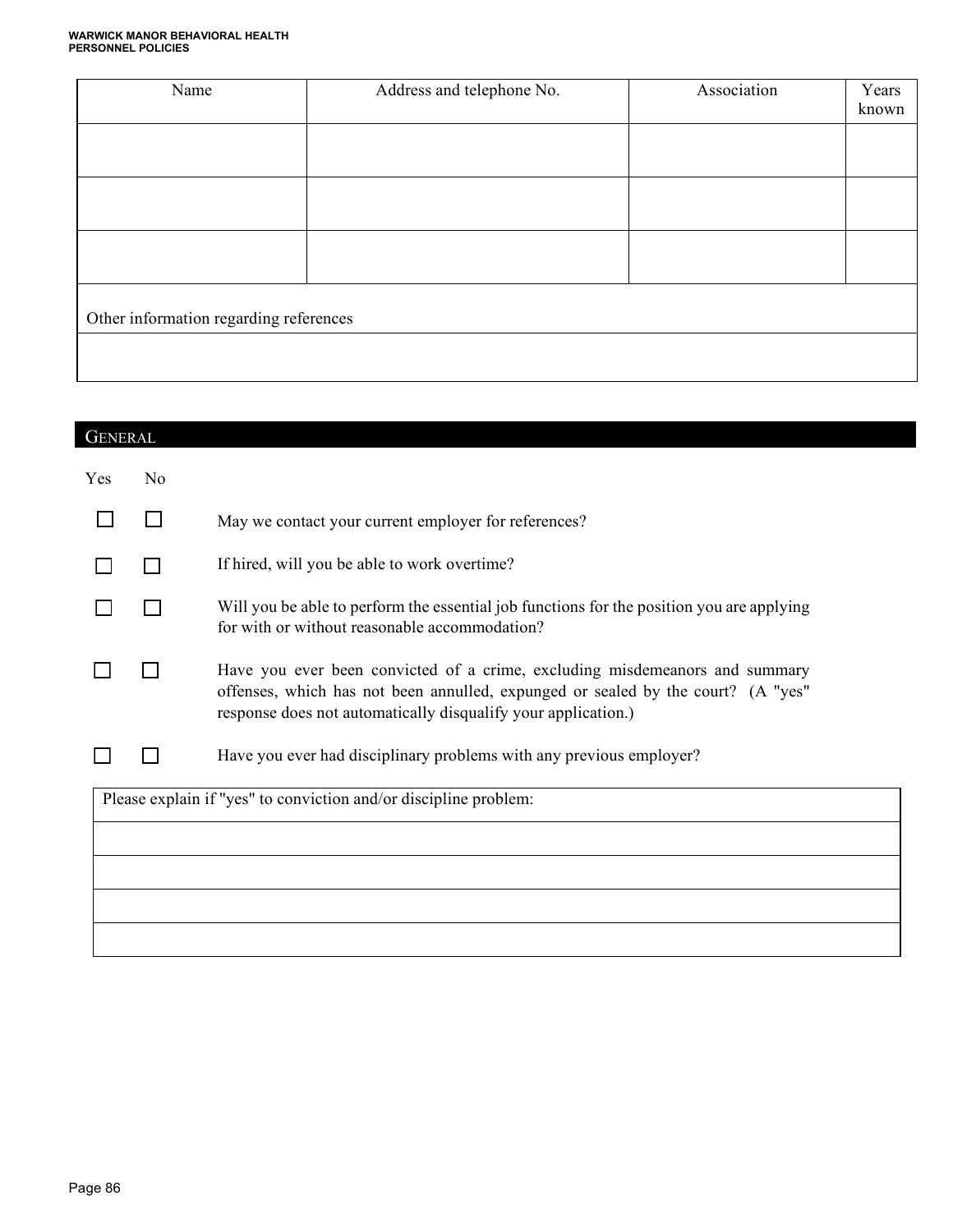| Name | Address and telephone No. | Association | Years known |
|---|---|---|---|
| | | | |
| | | | |
| | | | |

Other information regarding references

## GENERAL

| Yes | No | |
|---|---|---|
| ☐ | ☐ | May we contact your current employer for references? |
| ☐ | ☐ | If hired, will you be able to work overtime? |
| ☐ | ☐ | Will you be able to perform the essential job functions for the position you are applying for with or without reasonable accommodation? |
| ☐ | ☐ | Have you ever been convicted of a crime, excluding misdemeanors and summary offenses, which has not been annulled, expunged or sealed by the court? (A "yes" response does not automatically disqualify your application.) |
| ☐ | ☐ | Have you ever had disciplinary problems with any previous employer? |

Please explain if "yes" to conviction and/or discipline problem: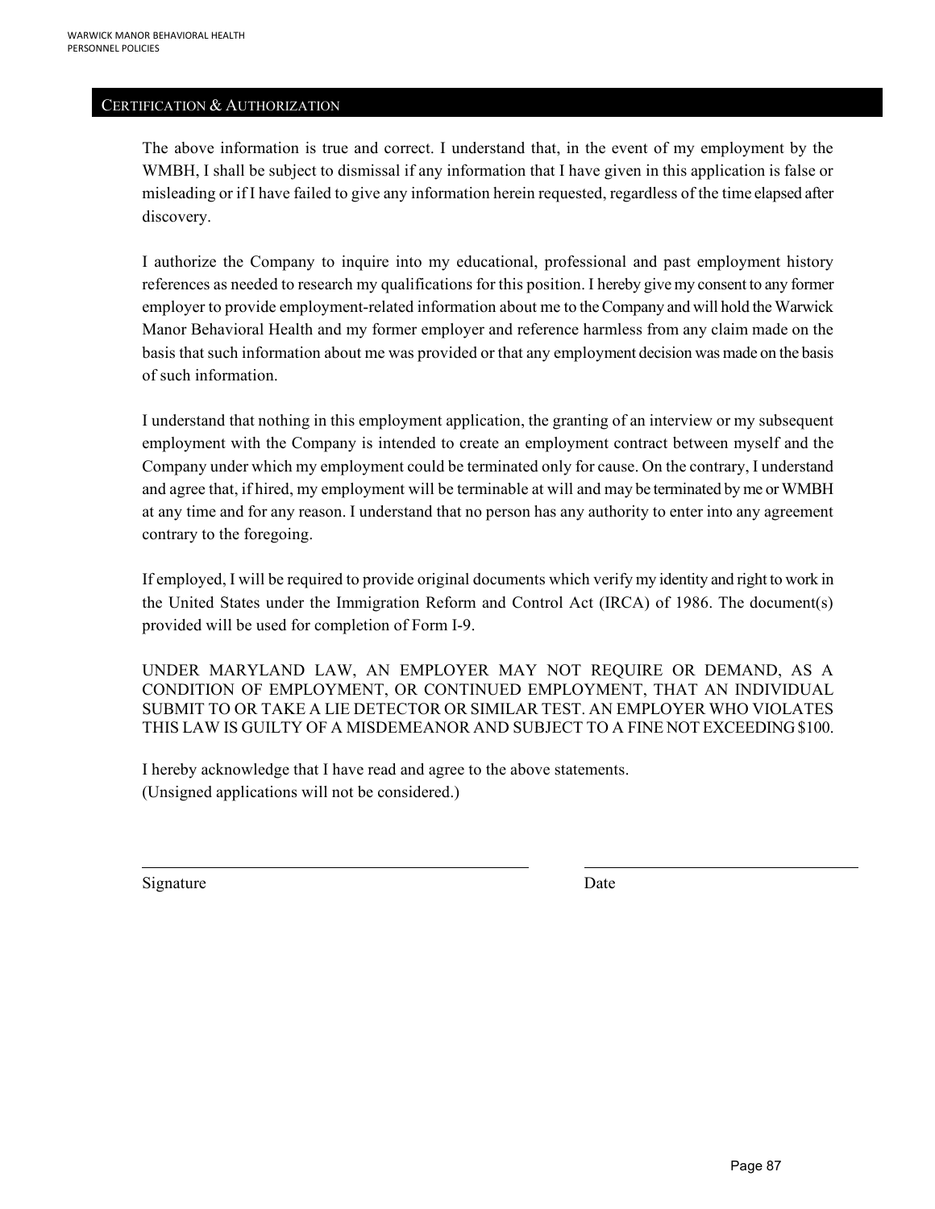## CERTIFICATION & AUTHORIZATION

The above information is true and correct. I understand that, in the event of my employment by the WMBH, I shall be subject to dismissal if any information that I have given in this application is false or misleading or if I have failed to give any information herein requested, regardless of the time elapsed after discovery.

I authorize the Company to inquire into my educational, professional and past employment history references as needed to research my qualifications for this position. I hereby give my consent to any former employer to provide employment-related information about me to the Company and will hold the Warwick Manor Behavioral Health and my former employer and reference harmless from any claim made on the basis that such information about me was provided or that any employment decision was made on the basis of such information.

I understand that nothing in this employment application, the granting of an interview or my subsequent employment with the Company is intended to create an employment contract between myself and the Company under which my employment could be terminated only for cause. On the contrary, I understand and agree that, if hired, my employment will be terminable at will and may be terminated by me or WMBH at any time and for any reason. I understand that no person has any authority to enter into any agreement contrary to the foregoing.

If employed, I will be required to provide original documents which verify my identity and right to work in the United States under the Immigration Reform and Control Act (IRCA) of 1986. The document(s) provided will be used for completion of Form I-9.

UNDER MARYLAND LAW, AN EMPLOYER MAY NOT REQUIRE OR DEMAND, AS A CONDITION OF EMPLOYMENT, OR CONTINUED EMPLOYMENT, THAT AN INDIVIDUAL SUBMIT TO OR TAKE A LIE DETECTOR OR SIMILAR TEST. AN EMPLOYER WHO VIOLATES THIS LAW IS GUILTY OF A MISDEMEANOR AND SUBJECT TO A FINE NOT EXCEEDING $100.

I hereby acknowledge that I have read and agree to the above statements.
(Unsigned applications will not be considered.)

\_\_\_\_\_\_\_\_\_\_\_\_\_\_\_\_\_\_\_\_\_\_\_\_\_\_\_\_\_\_\_\_\_\_\_\_\_\_\_\_ \_\_\_\_\_\_\_\_\_\_\_\_\_\_\_\_\_\_\_\_\_\_\_\_\_\_\_\_\_\_

Signature Date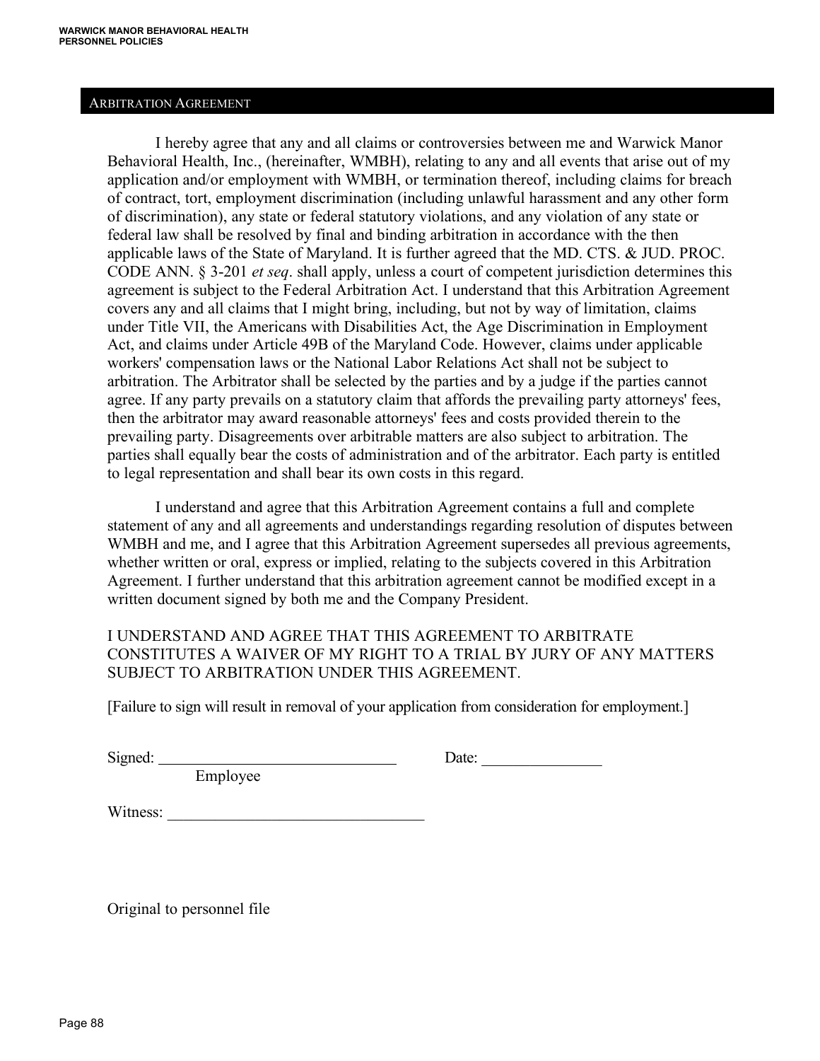## Arbitration Agreement

I hereby agree that any and all claims or controversies between me and Warwick Manor Behavioral Health, Inc., (hereinafter, WMBH), relating to any and all events that arise out of my application and/or employment with WMBH, or termination thereof, including claims for breach of contract, tort, employment discrimination (including unlawful harassment and any other form of discrimination), any state or federal statutory violations, and any violation of any state or federal law shall be resolved by final and binding arbitration in accordance with the then applicable laws of the State of Maryland. It is further agreed that the MD. CTS. & JUD. PROC. CODE ANN. § 3-201 *et seq*. shall apply, unless a court of competent jurisdiction determines this agreement is subject to the Federal Arbitration Act. I understand that this Arbitration Agreement covers any and all claims that I might bring, including, but not by way of limitation, claims under Title VII, the Americans with Disabilities Act, the Age Discrimination in Employment Act, and claims under Article 49B of the Maryland Code. However, claims under applicable workers' compensation laws or the National Labor Relations Act shall not be subject to arbitration. The Arbitrator shall be selected by the parties and by a judge if the parties cannot agree. If any party prevails on a statutory claim that affords the prevailing party attorneys' fees, then the arbitrator may award reasonable attorneys' fees and costs provided therein to the prevailing party. Disagreements over arbitrable matters are also subject to arbitration. The parties shall equally bear the costs of administration and of the arbitrator. Each party is entitled to legal representation and shall bear its own costs in this regard.

I understand and agree that this Arbitration Agreement contains a full and complete statement of any and all agreements and understandings regarding resolution of disputes between WMBH and me, and I agree that this Arbitration Agreement supersedes all previous agreements, whether written or oral, express or implied, relating to the subjects covered in this Arbitration Agreement. I further understand that this arbitration agreement cannot be modified except in a written document signed by both me and the Company President.

I UNDERSTAND AND AGREE THAT THIS AGREEMENT TO ARBITRATE CONSTITUTES A WAIVER OF MY RIGHT TO A TRIAL BY JURY OF ANY MATTERS SUBJECT TO ARBITRATION UNDER THIS AGREEMENT.

[Failure to sign will result in removal of your application from consideration for employment.]

Signed: ______________________________ Date: _______________
Employee

Witness: ______________________________

Original to personnel file